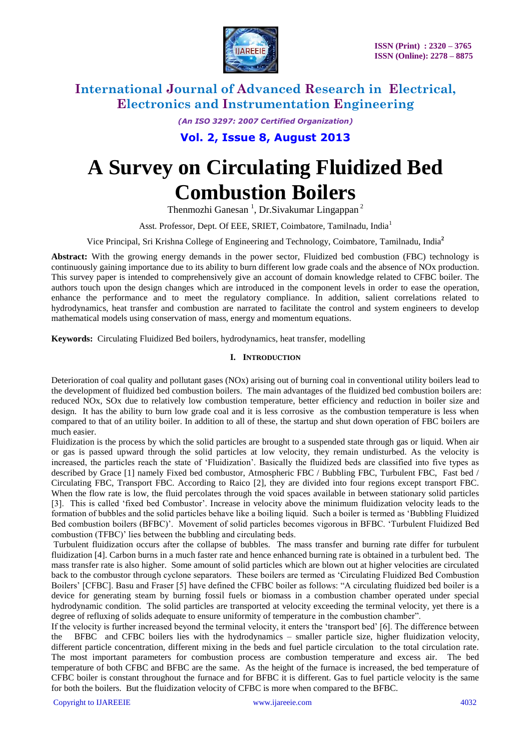# A Survey on Circulating Fluidized Bed Combustion Boilers

Thenmozhi Ganesan [1], Dr.Sivakumar Lingappan [2]

Asst. Professor, Dept. Of EEE, SRIET, Coimbatore, Tamilnadu, India[1]

Vice Principal, Sri Krishna College of Engineering and Technology, Coimbatore, Tamilnadu, India[2]

**Abstract:** With the growing energy demands in the power sector, Fluidized bed combustion (FBC) technology is continuously gaining importance due to its ability to burn different low grade coals and the absence of NOx production. This survey paper is intended to comprehensively give an account of domain knowledge related to CFBC boiler. The authors touch upon the design changes which are introduced in the component levels in order to ease the operation, enhance the performance and to meet the regulatory compliance. In addition, salient correlations related to hydrodynamics, heat transfer and combustion are narrated to facilitate the control and system engineers to develop mathematical models using conservation of mass, energy and momentum equations.

**Keywords:** Circulating Fluidized Bed boilers, hydrodynamics, heat transfer, modelling

## I. INTRODUCTION

Deterioration of coal quality and pollutant gases (NOx) arising out of burning coal in conventional utility boilers lead to the development of fluidized bed combustion boilers. The main advantages of the fluidized bed combustion boilers are: reduced NOx, SOx due to relatively low combustion temperature, better efficiency and reduction in boiler size and design. It has the ability to burn low grade coal and it is less corrosive as the combustion temperature is less when compared to that of an utility boiler. In addition to all of these, the startup and shut down operation of FBC boilers are much easier.

Fluidization is the process by which the solid particles are brought to a suspended state through gas or liquid. When air or gas is passed upward through the solid particles at low velocity, they remain undisturbed. As the velocity is increased, the particles reach the state of 'Fluidization'. Basically the fluidized beds are classified into five types as described by Grace [1] namely Fixed bed combustor, Atmospheric FBC / Bubbling FBC, Turbulent FBC, Fast bed / Circulating FBC, Transport FBC. According to Raico [2], they are divided into four regions except transport FBC. When the flow rate is low, the fluid percolates through the void spaces available in between stationary solid particles [3]. This is called 'fixed bed Combustor'. Increase in velocity above the minimum fluidization velocity leads to the formation of bubbles and the solid particles behave like a boiling liquid. Such a boiler is termed as 'Bubbling Fluidized Bed combustion boilers (BFBC)'. Movement of solid particles becomes vigorous in BFBC. 'Turbulent Fluidized Bed combustion (TFBC)' lies between the bubbling and circulating beds.

Turbulent fluidization occurs after the collapse of bubbles. The mass transfer and burning rate differ for turbulent fluidization [4]. Carbon burns in a much faster rate and hence enhanced burning rate is obtained in a turbulent bed. The mass transfer rate is also higher. Some amount of solid particles which are blown out at higher velocities are circulated back to the combustor through cyclone separators. These boilers are termed as 'Circulating Fluidized Bed Combustion Boilers' [CFBC]. Basu and Fraser [5] have defined the CFBC boiler as follows: "A circulating fluidized bed boiler is a device for generating steam by burning fossil fuels or biomass in a combustion chamber operated under special hydrodynamic condition. The solid particles are transported at velocity exceeding the terminal velocity, yet there is a degree of refluxing of solids adequate to ensure uniformity of temperature in the combustion chamber".

If the velocity is further increased beyond the terminal velocity, it enters the 'transport bed' [6]. The difference between the BFBC and CFBC boilers lies with the hydrodynamics – smaller particle size, higher fluidization velocity, different particle concentration, different mixing in the beds and fuel particle circulation to the total circulation rate. The most important parameters for combustion process are combustion temperature and excess air. The bed temperature of both CFBC and BFBC are the same. As the height of the furnace is increased, the bed temperature of CFBC boiler is constant throughout the furnace and for BFBC it is different. Gas to fuel particle velocity is the same for both the boilers. But the fluidization velocity of CFBC is more when compared to the BFBC.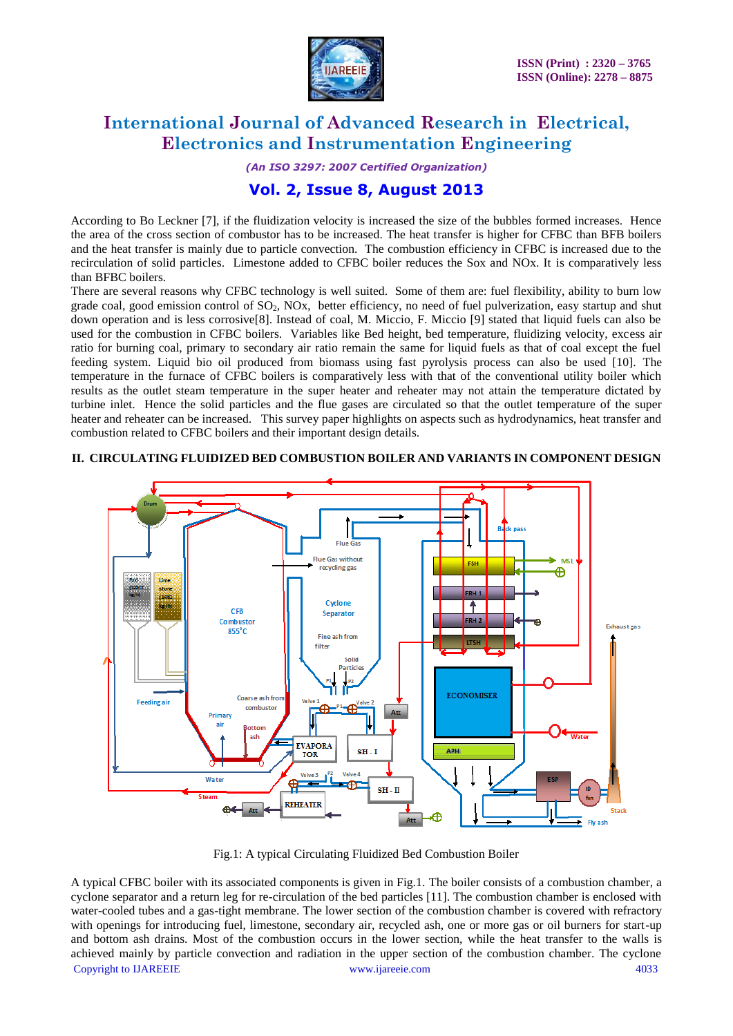According to Bo Leckner [7], if the fluidization velocity is increased the size of the bubbles formed increases. Hence the area of the cross section of combustor has to be increased. The heat transfer is higher for CFBC than BFB boilers and the heat transfer is mainly due to particle convection. The combustion efficiency in CFBC is increased due to the recirculation of solid particles. Limestone added to CFBC boiler reduces the Sox and NOx. It is comparatively less than BFBC boilers.

There are several reasons why CFBC technology is well suited. Some of them are: fuel flexibility, ability to burn low grade coal, good emission control of $SO_2$, NOx, better efficiency, no need of fuel pulverization, easy startup and shut down operation and is less corrosive[8]. Instead of coal, M. Miccio, F. Miccio [9] stated that liquid fuels can also be used for the combustion in CFBC boilers. Variables like Bed height, bed temperature, fluidizing velocity, excess air ratio for burning coal, primary to secondary air ratio remain the same for liquid fuels as that of coal except the fuel feeding system. Liquid bio oil produced from biomass using fast pyrolysis process can also be used [10]. The temperature in the furnace of CFBC boilers is comparatively less with that of the conventional utility boiler which results as the outlet steam temperature in the super heater and reheater may not attain the temperature dictated by turbine inlet. Hence the solid particles and the flue gases are circulated so that the outlet temperature of the super heater and reheater can be increased. This survey paper highlights on aspects such as hydrodynamics, heat transfer and combustion related to CFBC boilers and their important design details.

## II. CIRCULATING FLUIDIZED BED COMBUSTION BOILER AND VARIANTS IN COMPONENT DESIGN

Fig.1: A typical Circulating Fluidized Bed Combustion Boiler

A typical CFBC boiler with its associated components is given in Fig.1. The boiler consists of a combustion chamber, a cyclone separator and a return leg for re-circulation of the bed particles [11]. The combustion chamber is enclosed with water-cooled tubes and a gas-tight membrane. The lower section of the combustion chamber is covered with refractory with openings for introducing fuel, limestone, secondary air, recycled ash, one or more gas or oil burners for start-up and bottom ash drains. Most of the combustion occurs in the lower section, while the heat transfer to the walls is achieved mainly by particle convection and radiation in the upper section of the combustion chamber. The cyclone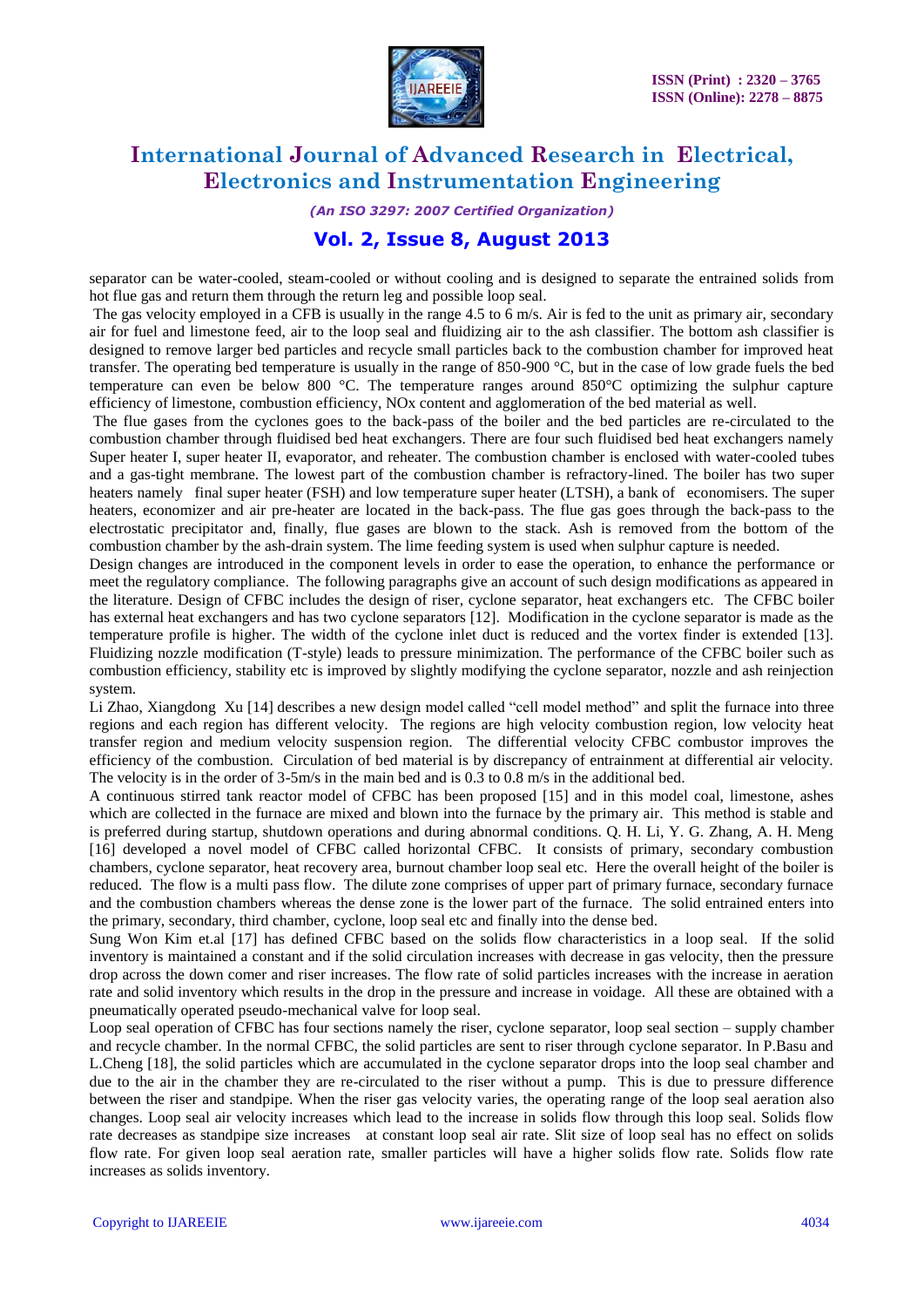separator can be water-cooled, steam-cooled or without cooling and is designed to separate the entrained solids from hot flue gas and return them through the return leg and possible loop seal.

The gas velocity employed in a CFB is usually in the range 4.5 to 6 m/s. Air is fed to the unit as primary air, secondary air for fuel and limestone feed, air to the loop seal and fluidizing air to the ash classifier. The bottom ash classifier is designed to remove larger bed particles and recycle small particles back to the combustion chamber for improved heat transfer. The operating bed temperature is usually in the range of 850-900 °C, but in the case of low grade fuels the bed temperature can even be below 800 °C. The temperature ranges around 850°C optimizing the sulphur capture efficiency of limestone, combustion efficiency, NOx content and agglomeration of the bed material as well.

The flue gases from the cyclones goes to the back-pass of the boiler and the bed particles are re-circulated to the combustion chamber through fluidised bed heat exchangers. There are four such fluidised bed heat exchangers namely Super heater I, super heater II, evaporator, and reheater. The combustion chamber is enclosed with water-cooled tubes and a gas-tight membrane. The lowest part of the combustion chamber is refractory-lined. The boiler has two super heaters namely final super heater (FSH) and low temperature super heater (LTSH), a bank of economisers. The super heaters, economizer and air pre-heater are located in the back-pass. The flue gas goes through the back-pass to the electrostatic precipitator and, finally, flue gases are blown to the stack. Ash is removed from the bottom of the combustion chamber by the ash-drain system. The lime feeding system is used when sulphur capture is needed.

Design changes are introduced in the component levels in order to ease the operation, to enhance the performance or meet the regulatory compliance. The following paragraphs give an account of such design modifications as appeared in the literature. Design of CFBC includes the design of riser, cyclone separator, heat exchangers etc. The CFBC boiler has external heat exchangers and has two cyclone separators [12]. Modification in the cyclone separator is made as the temperature profile is higher. The width of the cyclone inlet duct is reduced and the vortex finder is extended [13]. Fluidizing nozzle modification (T-style) leads to pressure minimization. The performance of the CFBC boiler such as combustion efficiency, stability etc is improved by slightly modifying the cyclone separator, nozzle and ash reinjection system.

Li Zhao, Xiangdong Xu [14] describes a new design model called "cell model method" and split the furnace into three regions and each region has different velocity. The regions are high velocity combustion region, low velocity heat transfer region and medium velocity suspension region. The differential velocity CFBC combustor improves the efficiency of the combustion. Circulation of bed material is by discrepancy of entrainment at differential air velocity. The velocity is in the order of 3-5m/s in the main bed and is 0.3 to 0.8 m/s in the additional bed.

A continuous stirred tank reactor model of CFBC has been proposed [15] and in this model coal, limestone, ashes which are collected in the furnace are mixed and blown into the furnace by the primary air. This method is stable and is preferred during startup, shutdown operations and during abnormal conditions. Q. H. Li, Y. G. Zhang, A. H. Meng [16] developed a novel model of CFBC called horizontal CFBC. It consists of primary, secondary combustion chambers, cyclone separator, heat recovery area, burnout chamber loop seal etc. Here the overall height of the boiler is reduced. The flow is a multi pass flow. The dilute zone comprises of upper part of primary furnace, secondary furnace and the combustion chambers whereas the dense zone is the lower part of the furnace. The solid entrained enters into the primary, secondary, third chamber, cyclone, loop seal etc and finally into the dense bed.

Sung Won Kim et.al [17] has defined CFBC based on the solids flow characteristics in a loop seal. If the solid inventory is maintained a constant and if the solid circulation increases with decrease in gas velocity, then the pressure drop across the down comer and riser increases. The flow rate of solid particles increases with the increase in aeration rate and solid inventory which results in the drop in the pressure and increase in voidage. All these are obtained with a pneumatically operated pseudo-mechanical valve for loop seal.

Loop seal operation of CFBC has four sections namely the riser, cyclone separator, loop seal section – supply chamber and recycle chamber. In the normal CFBC, the solid particles are sent to riser through cyclone separator. In P.Basu and L.Cheng [18], the solid particles which are accumulated in the cyclone separator drops into the loop seal chamber and due to the air in the chamber they are re-circulated to the riser without a pump. This is due to pressure difference between the riser and standpipe. When the riser gas velocity varies, the operating range of the loop seal aeration also changes. Loop seal air velocity increases which lead to the increase in solids flow through this loop seal. Solids flow rate decreases as standpipe size increases at constant loop seal air rate. Slit size of loop seal has no effect on solids flow rate. For given loop seal aeration rate, smaller particles will have a higher solids flow rate. Solids flow rate increases as solids inventory.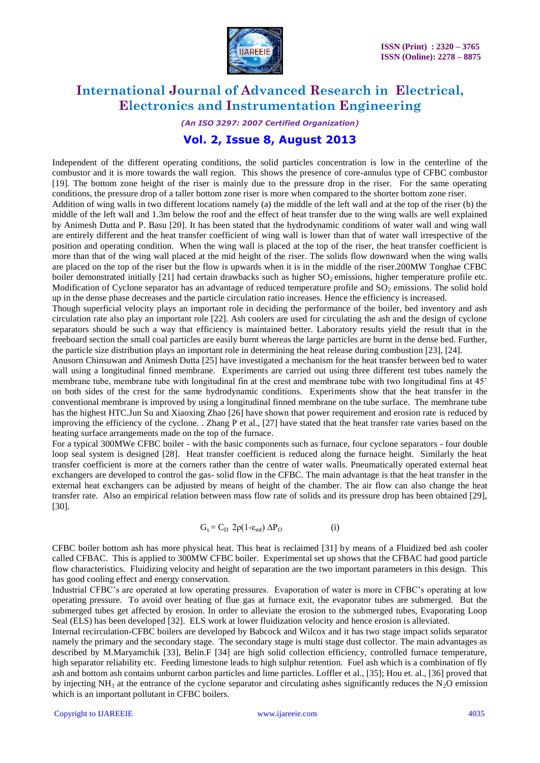Independent of the different operating conditions, the solid particles concentration is low in the centerline of the combustor and it is more towards the wall region. This shows the presence of core-annulus type of CFBC combustor [19]. The bottom zone height of the riser is mainly due to the pressure drop in the riser. For the same operating conditions, the pressure drop of a taller bottom zone riser is more when compared to the shorter bottom zone riser.

Addition of wing walls in two different locations namely (a) the middle of the left wall and at the top of the riser (b) the middle of the left wall and 1.3m below the roof and the effect of heat transfer due to the wing walls are well explained by Animesh Dutta and P. Basu [20]. It has been stated that the hydrodynamic conditions of water wall and wing wall are entirely different and the heat transfer coefficient of wing wall is lower than that of water wall irrespective of the position and operating condition. When the wing wall is placed at the top of the riser, the heat transfer coefficient is more than that of the wing wall placed at the mid height of the riser. The solids flow downward when the wing walls are placed on the top of the riser but the flow is upwards when it is in the middle of the riser.200MW Tonghae CFBC boiler demonstrated initially [21] had certain drawbacks such as higher $SO_2$ emissions, higher temperature profile etc. Modification of Cyclone separator has an advantage of reduced temperature profile and $SO_2$ emissions. The solid hold up in the dense phase decreases and the particle circulation ratio increases. Hence the efficiency is increased.

Though superficial velocity plays an important role in deciding the performance of the boiler, bed inventory and ash circulation rate also play an important role [22]. Ash coolers are used for circulating the ash and the design of cyclone separators should be such a way that efficiency is maintained better. Laboratory results yield the result that in the freeboard section the small coal particles are easily burnt whereas the large particles are burnt in the dense bed. Further, the particle size distribution plays an important role in determining the heat release during combustion [23], [24].

Anusorn Chinsuwan and Animesh Dutta [25] have investigated a mechanism for the heat transfer between bed to water wall using a longitudinal finned membrane. Experiments are carried out using three different test tubes namely the membrane tube, membrane tube with longitudinal fin at the crest and membrane tube with two longitudinal fins at 45˚ on both sides of the crest for the same hydrodynamic conditions. Experiments show that the heat transfer in the conventional membrane is improved by using a longitudinal finned membrane on the tube surface. The membrane tube has the highest HTC.Jun Su and Xiaoxing Zhao [26] have shown that power requirement and erosion rate is reduced by improving the efficiency of the cyclone. . Zhang P et al., [27] have stated that the heat transfer rate varies based on the heating surface arrangements made on the top of the furnace.

For a typical 300MWe CFBC boiler - with the basic components such as furnace, four cyclone separators - four double loop seal system is designed [28]. Heat transfer coefficient is reduced along the furnace height. Similarly the heat transfer coefficient is more at the corners rather than the centre of water walls. Pneumatically operated external heat exchangers are developed to control the gas- solid flow in the CFBC. The main advantage is that the heat transfer in the external heat exchangers can be adjusted by means of height of the chamber. The air flow can also change the heat transfer rate. Also an empirical relation between mass flow rate of solids and its pressure drop has been obtained [29], [30].

$$G_s = C_D \; 2\rho(1-\varepsilon_{mf}) \, \Delta P_O \qquad \text{(i)}$$

CFBC boiler bottom ash has more physical heat. This heat is reclaimed [31] by means of a Fluidized bed ash cooler called CFBAC. This is applied to 300MW CFBC boiler. Experimental set up shows that the CFBAC had good particle flow characteristics. Fluidizing velocity and height of separation are the two important parameters in this design. This has good cooling effect and energy conservation.

Industrial CFBC's are operated at low operating pressures. Evaporation of water is more in CFBC's operating at low operating pressure. To avoid over heating of flue gas at furnace exit, the evaporator tubes are submerged. But the submerged tubes get affected by erosion. In order to alleviate the erosion to the submerged tubes, Evaporating Loop Seal (ELS) has been developed [32]. ELS work at lower fluidization velocity and hence erosion is alleviated.

Internal recirculation-CFBC boilers are developed by Babcock and Wilcox and it has two stage impact solids separator namely the primary and the secondary stage. The secondary stage is multi stage dust collector. The main advantages as described by M.Maryamchik [33], Belin.F [34] are high solid collection efficiency, controlled furnace temperature, high separator reliability etc. Feeding limestone leads to high sulphur retention. Fuel ash which is a combination of fly ash and bottom ash contains unburnt carbon particles and lime particles. Loffler et al., [35]; Hou et. al., [36] proved that by injecting $NH_3$ at the entrance of the cyclone separator and circulating ashes significantly reduces the $N_2O$ emission which is an important pollutant in CFBC boilers.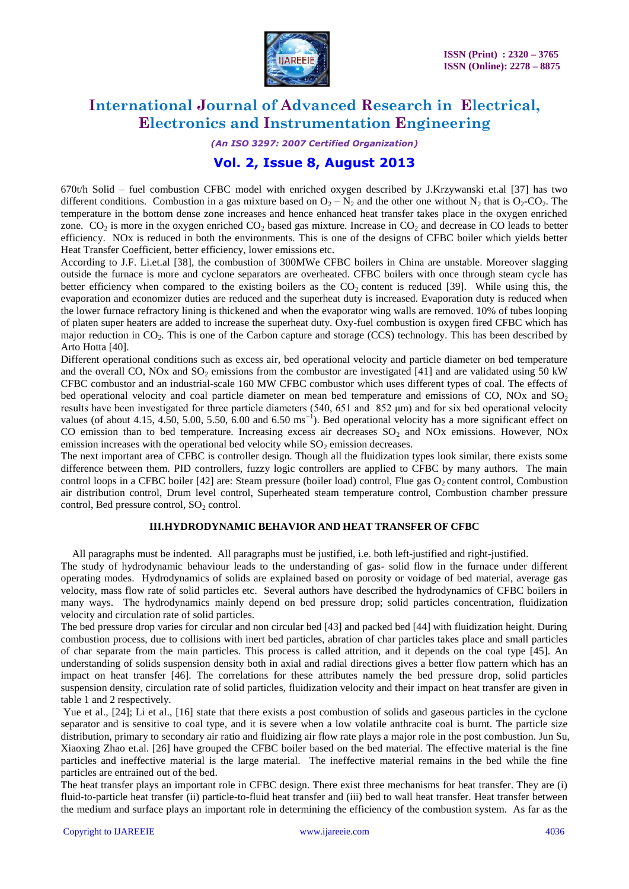670t/h Solid – fuel combustion CFBC model with enriched oxygen described by J.Krzywanski et.al [37] has two different conditions. Combustion in a gas mixture based on $O_2 – N_2$ and the other one without $N_2$ that is $O_2$-$CO_2$. The temperature in the bottom dense zone increases and hence enhanced heat transfer takes place in the oxygen enriched zone. $CO_2$ is more in the oxygen enriched $CO_2$ based gas mixture. Increase in $CO_2$ and decrease in CO leads to better efficiency. NOx is reduced in both the environments. This is one of the designs of CFBC boiler which yields better Heat Transfer Coefficient, better efficiency, lower emissions etc.

According to J.F. Li.et.al [38], the combustion of 300MWe CFBC boilers in China are unstable. Moreover slagging outside the furnace is more and cyclone separators are overheated. CFBC boilers with once through steam cycle has better efficiency when compared to the existing boilers as the $CO_2$ content is reduced [39]. While using this, the evaporation and economizer duties are reduced and the superheat duty is increased. Evaporation duty is reduced when the lower furnace refractory lining is thickened and when the evaporator wing walls are removed. 10% of tubes looping of platen super heaters are added to increase the superheat duty. Oxy-fuel combustion is oxygen fired CFBC which has major reduction in $CO_2$. This is one of the Carbon capture and storage (CCS) technology. This has been described by Arto Hotta [40].

Different operational conditions such as excess air, bed operational velocity and particle diameter on bed temperature and the overall CO, NOx and $SO_2$ emissions from the combustor are investigated [41] and are validated using 50 kW CFBC combustor and an industrial-scale 160 MW CFBC combustor which uses different types of coal. The effects of bed operational velocity and coal particle diameter on mean bed temperature and emissions of CO, NOx and $SO_2$ results have been investigated for three particle diameters (540, 651 and 852 μm) and for six bed operational velocity values (of about 4.15, 4.50, 5.00, 5.50, 6.00 and 6.50 $ms^{-1}$). Bed operational velocity has a more significant effect on CO emission than to bed temperature. Increasing excess air decreases $SO_2$ and NOx emissions. However, NOx emission increases with the operational bed velocity while $SO_2$ emission decreases.

The next important area of CFBC is controller design. Though all the fluidization types look similar, there exists some difference between them. PID controllers, fuzzy logic controllers are applied to CFBC by many authors. The main control loops in a CFBC boiler [42] are: Steam pressure (boiler load) control, Flue gas $O_2$ content control, Combustion air distribution control, Drum level control, Superheated steam temperature control, Combustion chamber pressure control, Bed pressure control, $SO_2$ control.

## III.HYDRODYNAMIC BEHAVIOR AND HEAT TRANSFER OF CFBC

All paragraphs must be indented. All paragraphs must be justified, i.e. both left-justified and right-justified.

The study of hydrodynamic behaviour leads to the understanding of gas- solid flow in the furnace under different operating modes. Hydrodynamics of solids are explained based on porosity or voidage of bed material, average gas velocity, mass flow rate of solid particles etc. Several authors have described the hydrodynamics of CFBC boilers in many ways. The hydrodynamics mainly depend on bed pressure drop; solid particles concentration, fluidization velocity and circulation rate of solid particles.

The bed pressure drop varies for circular and non circular bed [43] and packed bed [44] with fluidization height. During combustion process, due to collisions with inert bed particles, abration of char particles takes place and small particles of char separate from the main particles. This process is called attrition, and it depends on the coal type [45]. An understanding of solids suspension density both in axial and radial directions gives a better flow pattern which has an impact on heat transfer [46]. The correlations for these attributes namely the bed pressure drop, solid particles suspension density, circulation rate of solid particles, fluidization velocity and their impact on heat transfer are given in table 1 and 2 respectively.

Yue et al., [24]; Li et al., [16] state that there exists a post combustion of solids and gaseous particles in the cyclone separator and is sensitive to coal type, and it is severe when a low volatile anthracite coal is burnt. The particle size distribution, primary to secondary air ratio and fluidizing air flow rate plays a major role in the post combustion. Jun Su, Xiaoxing Zhao et.al. [26] have grouped the CFBC boiler based on the bed material. The effective material is the fine particles and ineffective material is the large material. The ineffective material remains in the bed while the fine particles are entrained out of the bed.

The heat transfer plays an important role in CFBC design. There exist three mechanisms for heat transfer. They are (i) fluid-to-particle heat transfer (ii) particle-to-fluid heat transfer and (iii) bed to wall heat transfer. Heat transfer between the medium and surface plays an important role in determining the efficiency of the combustion system. As far as the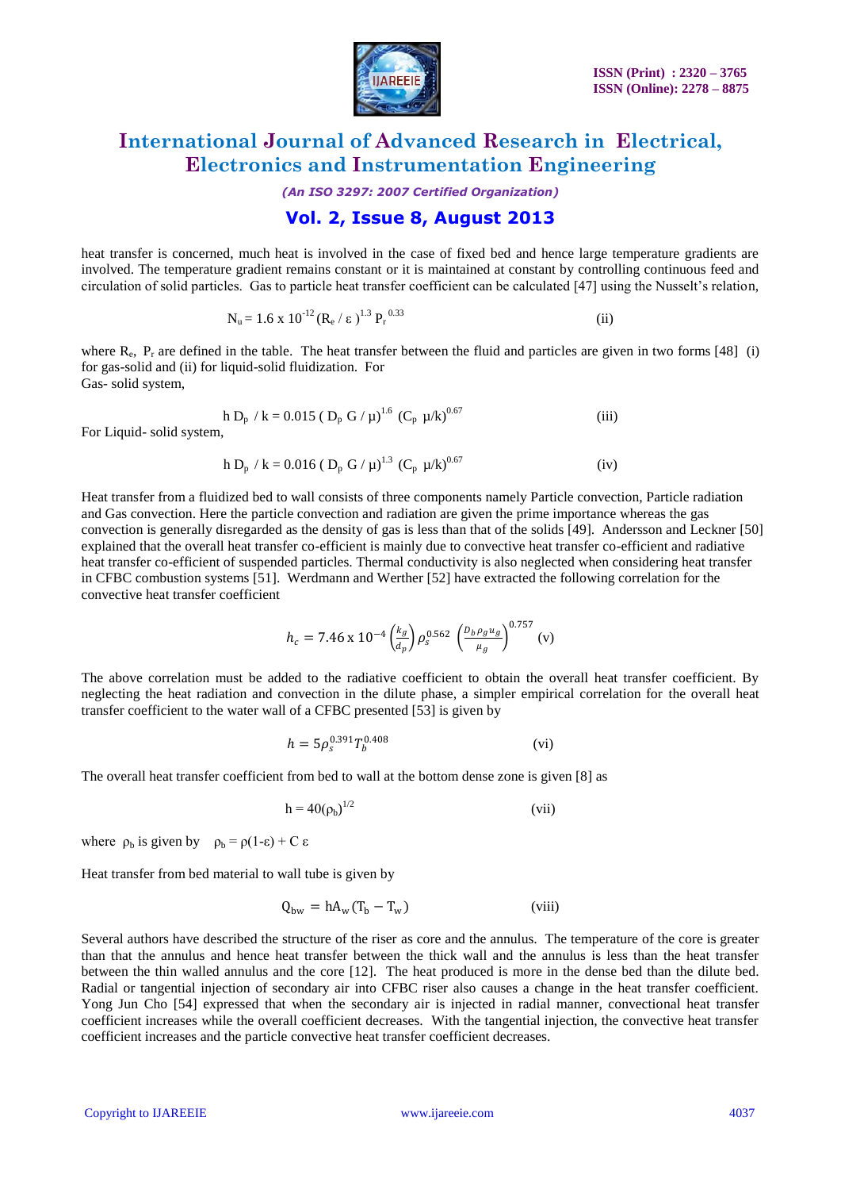heat transfer is concerned, much heat is involved in the case of fixed bed and hence large temperature gradients are involved. The temperature gradient remains constant or it is maintained at constant by controlling continuous feed and circulation of solid particles. Gas to particle heat transfer coefficient can be calculated [47] using the Nusselt's relation,

$$N_u = 1.6 \times 10^{-12} (R_e / \varepsilon)^{1.3} P_r^{0.33} \qquad \text{(ii)}$$

where $R_e$, $P_r$ are defined in the table. The heat transfer between the fluid and particles are given in two forms [48] (i) for gas-solid and (ii) for liquid-solid fluidization. For
Gas- solid system,

$$h D_p / k = 0.015 (D_p G / \mu)^{1.6} (C_p \mu/k)^{0.67} \qquad \text{(iii)}$$

For Liquid- solid system,

$$h D_p / k = 0.016 (D_p G / \mu)^{1.3} (C_p \mu/k)^{0.67} \qquad \text{(iv)}$$

Heat transfer from a fluidized bed to wall consists of three components namely Particle convection, Particle radiation and Gas convection. Here the particle convection and radiation are given the prime importance whereas the gas convection is generally disregarded as the density of gas is less than that of the solids [49]. Andersson and Leckner [50] explained that the overall heat transfer co-efficient is mainly due to convective heat transfer co-efficient and radiative heat transfer co-efficient of suspended particles. Thermal conductivity is also neglected when considering heat transfer in CFBC combustion systems [51]. Werdmann and Werther [52] have extracted the following correlation for the convective heat transfer coefficient

$$h_c = 7.46 \times 10^{-4} \left(\frac{k_g}{d_p}\right) \rho_s^{0.562} \left(\frac{D_b \rho_g u_g}{\mu_g}\right)^{0.757} \qquad \text{(v)}$$

The above correlation must be added to the radiative coefficient to obtain the overall heat transfer coefficient. By neglecting the heat radiation and convection in the dilute phase, a simpler empirical correlation for the overall heat transfer coefficient to the water wall of a CFBC presented [53] is given by

$$h = 5\rho_s^{0.391} T_b^{0.408} \qquad \text{(vi)}$$

The overall heat transfer coefficient from bed to wall at the bottom dense zone is given [8] as

$$h = 40(\rho_b)^{1/2} \qquad \text{(vii)}$$

where $\rho_b$ is given by $\rho_b = \rho(1-\varepsilon) + C\,\varepsilon$

Heat transfer from bed material to wall tube is given by

$$Q_{bw} = hA_w(T_b - T_w) \qquad \text{(viii)}$$

Several authors have described the structure of the riser as core and the annulus. The temperature of the core is greater than that the annulus and hence heat transfer between the thick wall and the annulus is less than the heat transfer between the thin walled annulus and the core [12]. The heat produced is more in the dense bed than the dilute bed. Radial or tangential injection of secondary air into CFBC riser also causes a change in the heat transfer coefficient. Yong Jun Cho [54] expressed that when the secondary air is injected in radial manner, convectional heat transfer coefficient increases while the overall coefficient decreases. With the tangential injection, the convective heat transfer coefficient increases and the particle convective heat transfer coefficient decreases.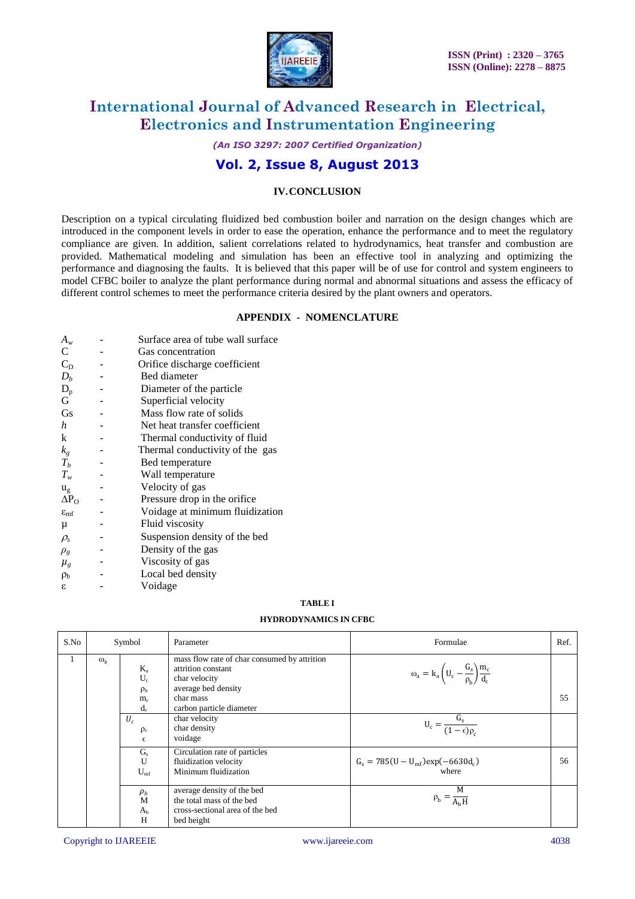## IV. CONCLUSION

Description on a typical circulating fluidized bed combustion boiler and narration on the design changes which are introduced in the component levels in order to ease the operation, enhance the performance and to meet the regulatory compliance are given. In addition, salient correlations related to hydrodynamics, heat transfer and combustion are provided. Mathematical modeling and simulation has been an effective tool in analyzing and optimizing the performance and diagnosing the faults. It is believed that this paper will be of use for control and system engineers to model CFBC boiler to analyze the plant performance during normal and abnormal situations and assess the efficacy of different control schemes to meet the performance criteria desired by the plant owners and operators.

## APPENDIX - NOMENCLATURE

| | | |
|---|---|---|
| $A_w$ | - | Surface area of tube wall surface |
| C | - | Gas concentration |
| $C_D$ | - | Orifice discharge coefficient |
| $D_b$ | - | Bed diameter |
| $D_p$ | - | Diameter of the particle |
| G | - | Superficial velocity |
| Gs | - | Mass flow rate of solids |
| $h$ | - | Net heat transfer coefficient |
| k | - | Thermal conductivity of fluid |
| $k_g$ | - | Thermal conductivity of the gas |
| $T_b$ | - | Bed temperature |
| $T_w$ | - | Wall temperature |
| $u_g$ | - | Velocity of gas |
| $\Delta P_O$ | - | Pressure drop in the orifice |
| $\varepsilon_{mf}$ | - | Voidage at minimum fluidization |
| $\mu$ | - | Fluid viscosity |
| $\rho_s$ | - | Suspension density of the bed |
| $\rho_g$ | - | Density of the gas |
| $\mu_g$ | - | Viscosity of gas |
| $\rho_b$ | - | Local bed density |
| $\varepsilon$ | - | Voidage |

**TABLE I**

**HYDRODYNAMICS IN CFBC**

| S.No | Symbol | | Parameter | Formulae | Ref. |
|---|---|---|---|---|---|
| 1 | $\omega_a$ | $K_a$<br>$U_c$<br>$\rho_b$<br>$m_c$<br>$d_c$ | mass flow rate of char consumed by attrition<br>attrition constant<br>char velocity<br>average bed density<br>char mass<br>carbon particle diameter | $\omega_a = k_a\left(U_c - \frac{G_s}{\rho_b}\right)\frac{m_c}{d_c}$ | 55 |
| | | $U_c$<br>$\rho_c$<br>$\epsilon$ | char velocity<br>char density<br>voidage | $U_c = \frac{G_s}{(1-\epsilon)\rho_c}$ | |
| | | $G_s$<br>U<br>$U_{mf}$ | Circulation rate of particles<br>fluidization velocity<br>Minimum fluidization | $G_s = 785(U - U_{mf})\exp(-6630d_c)$<br>where | 56 |
| | | $\rho_b$<br>M<br>$A_b$<br>H | average density of the bed<br>the total mass of the bed<br>cross-sectional area of the bed<br>bed height | $\rho_b = \frac{M}{A_b H}$ | |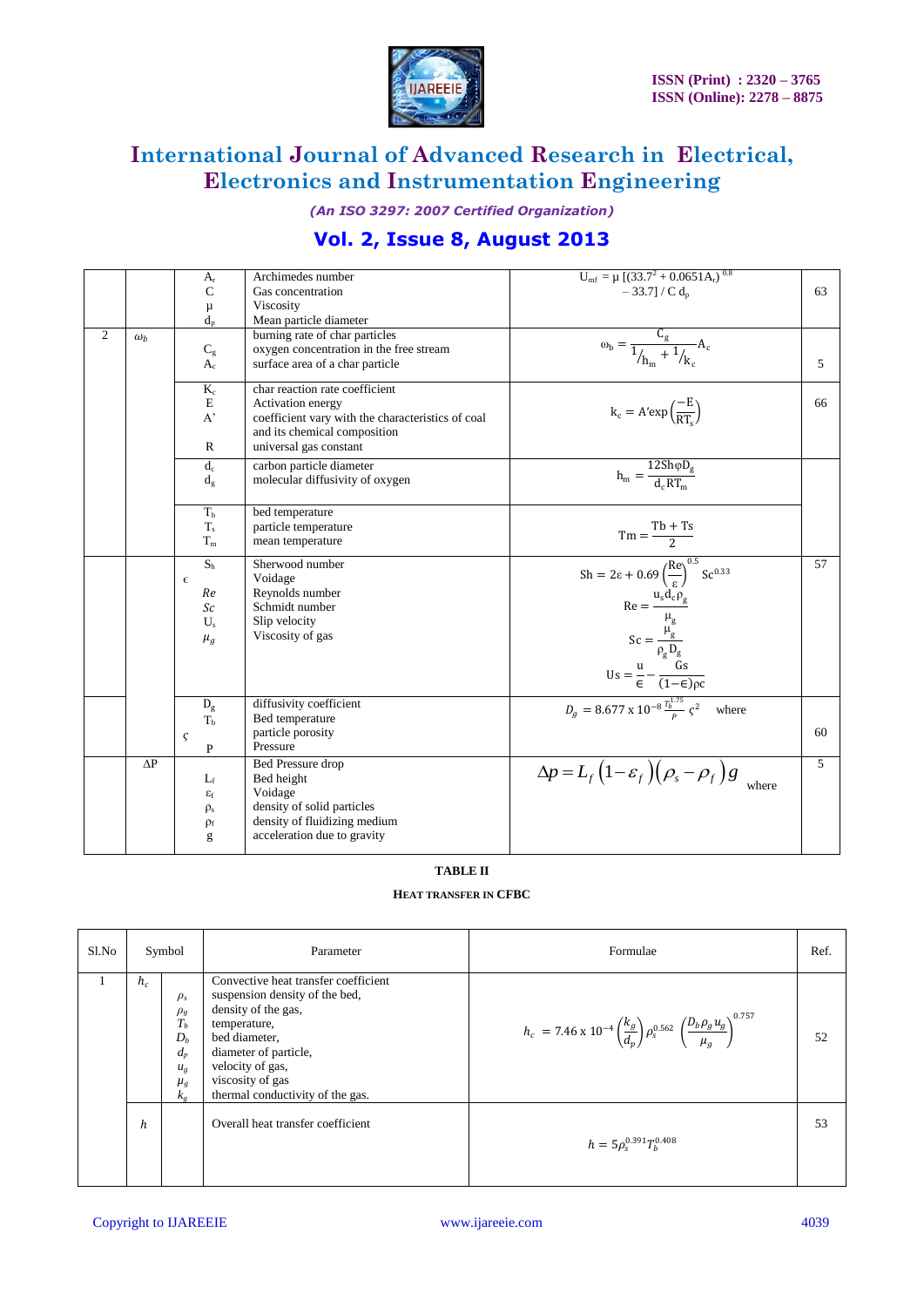| | | | | | |
|---|---|---|---|---|---|
| | | $A_r$<br>C<br>μ<br>$d_p$ | Archimedes number<br>Gas concentration<br>Viscosity<br>Mean particle diameter | $U_{mf} = \mu\,[(33.7^2 + 0.0651A_r)^{0.8} - 33.7] / C\,d_p$ | 63 |
| 2 | $\omega_b$ | <br>$C_g$<br>$A_c$ | burning rate of char particles<br>oxygen concentration in the free stream<br>surface area of a char particle | $\omega_b = \frac{C_g}{1/h_m + 1/k_c} A_c$ | 5 |
| | | $K_c$<br>E<br>A'<br><br>R | char reaction rate coefficient<br>Activation energy<br>coefficient vary with the characteristics of coal and its chemical composition<br>universal gas constant | $k_c = A' \exp\left(\frac{-E}{RT_s}\right)$ | 66 |
| | | $d_c$<br>$d_g$ | carbon particle diameter<br>molecular diffusivity of oxygen | $h_m = \frac{12 Sh \varphi D_g}{d_c RT_m}$ | |
| | | $T_b$<br>$T_s$<br>$T_m$ | bed temperature<br>particle temperature<br>mean temperature | $Tm = \frac{Tb + Ts}{2}$ | |
| | | $S_h$<br>$\epsilon$<br>$Re$<br>$Sc$<br>$U_s$<br>$\mu_g$ | Sherwood number<br>Voidage<br>Reynolds number<br>Schmidt number<br>Slip velocity<br>Viscosity of gas | $Sh = 2\varepsilon + 0.69\left(\frac{Re}{\varepsilon}\right)^{0.5} Sc^{0.33}$<br>$Re = \frac{u_s d_c \rho_g}{\mu_g}$<br>$Sc = \frac{\mu_g}{\rho_g D_g}$<br>$Us = \frac{u}{\epsilon} - \frac{Gs}{(1-\epsilon)\rho c}$ | 57 |
| | | $D_g$<br>$T_b$<br>$\varsigma$<br>P | diffusivity coefficient<br>Bed temperature<br>particle porosity<br>Pressure | $D_g = 8.677 \times 10^{-8} \frac{T_b^{1.75}}{P} \varsigma^2$ where | 60 |
| | ΔP | $L_f$<br>$\varepsilon_f$<br>$\rho_s$<br>$\rho_f$<br>g | Bed Pressure drop<br>Bed height<br>Voidage<br>density of solid particles<br>density of fluidizing medium<br>acceleration due to gravity | $\Delta p = L_f \left(1-\varepsilon_f\right)\left(\rho_s - \rho_f\right) g$ where | 5 |

**TABLE II**

**HEAT TRANSFER IN CFBC**

| Sl.No | Symbol | | Parameter | Formulae | Ref. |
|---|---|---|---|---|---|
| 1 | $h_c$ | $\rho_s$<br>$\rho_g$<br>$T_b$<br>$D_b$<br>$d_p$<br>$u_g$<br>$\mu_g$<br>$k_g$ | Convective heat transfer coefficient<br>suspension density of the bed,<br>density of the gas,<br>temperature,<br>bed diameter,<br>diameter of particle,<br>velocity of gas,<br>viscosity of gas<br>thermal conductivity of the gas. | $h_c = 7.46 \times 10^{-4} \left(\frac{k_g}{d_p}\right) \rho_s^{0.562} \left(\frac{D_b \rho_g u_g}{\mu_g}\right)^{0.757}$ | 52 |
| | $h$ | | Overall heat transfer coefficient | $h = 5\rho_s^{0.391} T_b^{0.408}$ | 53 |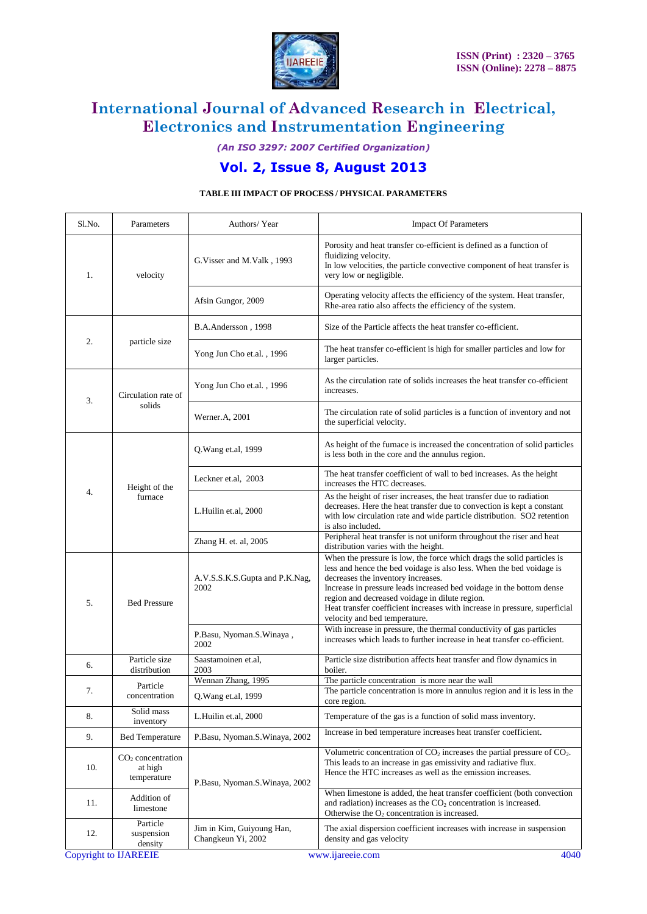**TABLE III IMPACT OF PROCESS / PHYSICAL PARAMETERS**

| Sl.No. | Parameters | Authors/ Year | Impact Of Parameters |
|---|---|---|---|
| 1. | velocity | G.Visser and M.Valk , 1993 | Porosity and heat transfer co-efficient is defined as a function of fluidizing velocity. In low velocities, the particle convective component of heat transfer is very low or negligible. |
| | | Afsin Gungor, 2009 | Operating velocity affects the efficiency of the system. Heat transfer, Rhe-area ratio also affects the efficiency of the system. |
| 2. | particle size | B.A.Andersson , 1998 | Size of the Particle affects the heat transfer co-efficient. |
| | | Yong Jun Cho et.al. , 1996 | The heat transfer co-efficient is high for smaller particles and low for larger particles. |
| 3. | Circulation rate of solids | Yong Jun Cho et.al. , 1996 | As the circulation rate of solids increases the heat transfer co-efficient increases. |
| | | Werner.A, 2001 | The circulation rate of solid particles is a function of inventory and not the superficial velocity. |
| 4. | Height of the furnace | Q.Wang et.al, 1999 | As height of the furnace is increased the concentration of solid particles is less both in the core and the annulus region. |
| | | Leckner et.al, 2003 | The heat transfer coefficient of wall to bed increases. As the height increases the HTC decreases. |
| | | L.Huilin et.al, 2000 | As the height of riser increases, the heat transfer due to radiation decreases. Here the heat transfer due to convection is kept a constant with low circulation rate and wide particle distribution. SO2 retention is also included. |
| | | Zhang H. et. al, 2005 | Peripheral heat transfer is not uniform throughout the riser and heat distribution varies with the height. |
| 5. | Bed Pressure | A.V.S.S.K.S.Gupta and P.K.Nag, 2002 | When the pressure is low, the force which drags the solid particles is less and hence the bed voidage is also less. When the bed voidage is decreases the inventory increases. Increase in pressure leads increased bed voidage in the bottom dense region and decreased voidage in dilute region. Heat transfer coefficient increases with increase in pressure, superficial velocity and bed temperature. |
| | | P.Basu, Nyoman.S.Winaya , 2002 | With increase in pressure, the thermal conductivity of gas particles increases which leads to further increase in heat transfer co-efficient. |
| 6. | Particle size distribution | Saastamoinen et.al, 2003 | Particle size distribution affects heat transfer and flow dynamics in boiler. |
| 7. | Particle concentration | Wennan Zhang, 1995 | The particle concentration is more near the wall |
| | | Q.Wang et.al, 1999 | The particle concentration is more in annulus region and it is less in the core region. |
| 8. | Solid mass inventory | L.Huilin et.al, 2000 | Temperature of the gas is a function of solid mass inventory. |
| 9. | Bed Temperature | P.Basu, Nyoman.S.Winaya, 2002 | Increase in bed temperature increases heat transfer coefficient. |
| 10. | $CO_2$ concentration at high temperature | P.Basu, Nyoman.S.Winaya, 2002 | Volumetric concentration of $CO_2$ increases the partial pressure of $CO_2$. This leads to an increase in gas emissivity and radiative flux. Hence the HTC increases as well as the emission increases. |
| 11. | Addition of limestone | | When limestone is added, the heat transfer coefficient (both convection and radiation) increases as the $CO_2$ concentration is increased. Otherwise the $O_2$ concentration is increased. |
| 12. | Particle suspension density | Jim in Kim, Guiyoung Han, Changkeun Yi, 2002 | The axial dispersion coefficient increases with increase in suspension density and gas velocity |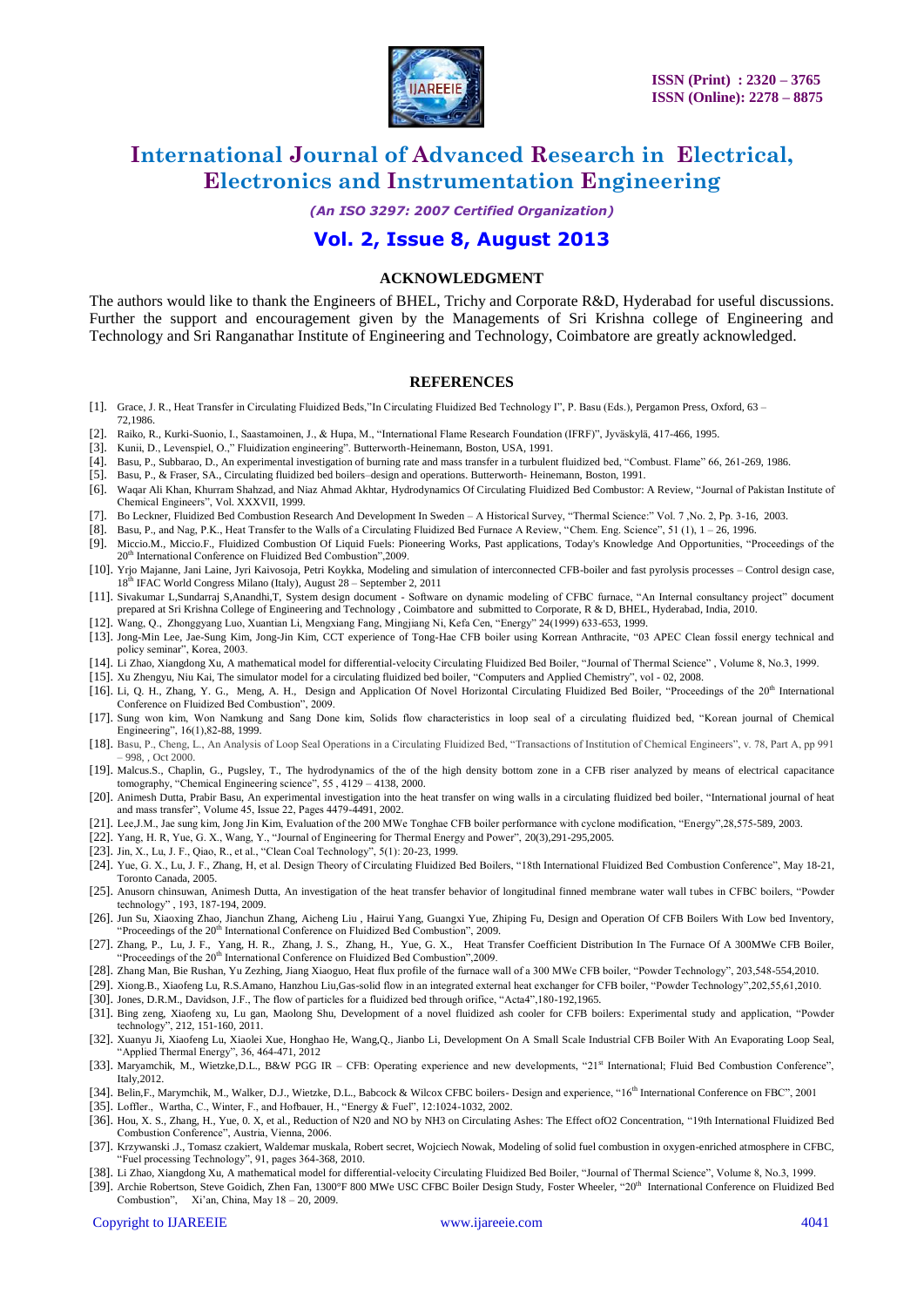## ACKNOWLEDGMENT

The authors would like to thank the Engineers of BHEL, Trichy and Corporate R&D, Hyderabad for useful discussions. Further the support and encouragement given by the Managements of Sri Krishna college of Engineering and Technology and Sri Ranganathar Institute of Engineering and Technology, Coimbatore are greatly acknowledged.

## REFERENCES

[1]. Grace, J. R., Heat Transfer in Circulating Fluidized Beds,"In Circulating Fluidized Bed Technology I", P. Basu (Eds.), Pergamon Press, Oxford, 63 – 72,1986.

[2]. Raiko, R., Kurki-Suonio, I., Saastamoinen, J., & Hupa, M., "International Flame Research Foundation (IFRF)", Jyväskylä, 417-466, 1995.

[3]. Kunii, D., Levenspiel, O.," Fluidization engineering". Butterworth-Heinemann, Boston, USA, 1991.

[4]. Basu, P., Subbarao, D., An experimental investigation of burning rate and mass transfer in a turbulent fluidized bed, "Combust. Flame" 66, 261-269, 1986.

[5]. Basu, P., & Fraser, SA., Circulating fluidized bed boilers–design and operations. Butterworth- Heinemann, Boston, 1991.

[6]. Waqar Ali Khan, Khurram Shahzad, and Niaz Ahmad Akhtar, Hydrodynamics Of Circulating Fluidized Bed Combustor: A Review, "Journal of Pakistan Institute of Chemical Engineers", Vol. XXXVII, 1999.

[7]. Bo Leckner, Fluidized Bed Combustion Research And Development In Sweden – A Historical Survey, "Thermal Science:" Vol. 7 ,No. 2, Pp. 3-16, 2003.

[8]. Basu, P., and Nag, P.K., Heat Transfer to the Walls of a Circulating Fluidized Bed Furnace A Review, "Chem. Eng. Science", 51 (1), 1 – 26, 1996.

[9]. Miccio.M., Miccio.F., Fluidized Combustion Of Liquid Fuels: Pioneering Works, Past applications, Today's Knowledge And Opportunities, "Proceedings of the 20th International Conference on Fluidized Bed Combustion",2009.

[10]. Yrjo Majanne, Jani Laine, Jyri Kaivosoja, Petri Koykka, Modeling and simulation of interconnected CFB-boiler and fast pyrolysis processes – Control design case, 18th IFAC World Congress Milano (Italy), August 28 – September 2, 2011

[11]. Sivakumar L,Sundarraj S,Anandhi,T, System design document - Software on dynamic modeling of CFBC furnace, "An Internal consultancy project" document prepared at Sri Krishna College of Engineering and Technology , Coimbatore and submitted to Corporate, R & D, BHEL, Hyderabad, India, 2010.

[12]. Wang, Q., Zhonggyang Luo, Xuantian Li, Mengxiang Fang, Mingjiang Ni, Kefa Cen, "Energy" 24(1999) 633-653, 1999.

[13]. Jong-Min Lee, Jae-Sung Kim, Jong-Jin Kim, CCT experience of Tong-Hae CFB boiler using Korrean Anthracite, "03 APEC Clean fossil energy technical and policy seminar", Korea, 2003.

[14]. Li Zhao, Xiangdong Xu, A mathematical model for differential-velocity Circulating Fluidized Bed Boiler, "Journal of Thermal Science" , Volume 8, No.3, 1999.

[15]. Xu Zhengyu, Niu Kai, The simulator model for a circulating fluidized bed boiler, "Computers and Applied Chemistry", vol - 02, 2008.

[16]. Li, Q. H., Zhang, Y. G., Meng, A. H., Design and Application Of Novel Horizontal Circulating Fluidized Bed Boiler, "Proceedings of the 20th International Conference on Fluidized Bed Combustion", 2009.

[17]. Sung won kim, Won Namkung and Sang Done kim, Solids flow characteristics in loop seal of a circulating fluidized bed, "Korean journal of Chemical Engineering", 16(1),82-88, 1999.

[18]. Basu, P., Cheng, L., An Analysis of Loop Seal Operations in a Circulating Fluidized Bed, "Transactions of Institution of Chemical Engineers", v. 78, Part A, pp 991 – 998, , Oct 2000.

[19]. Malcus.S., Chaplin, G., Pugsley, T., The hydrodynamics of the of the high density bottom zone in a CFB riser analyzed by means of electrical capacitance tomography, "Chemical Engineering science", 55 , 4129 – 4138, 2000.

[20]. Animesh Dutta, Prabir Basu, An experimental investigation into the heat transfer on wing walls in a circulating fluidized bed boiler, "International journal of heat and mass transfer", Volume 45, Issue 22, Pages 4479-4491, 2002.

[21]. Lee,J.M., Jae sung kim, Jong Jin Kim, Evaluation of the 200 MWe Tonghae CFB boiler performance with cyclone modification, "Energy",28,575-589, 2003.

[22]. Yang, H. R, Yue, G. X., Wang, Y., "Journal of Engineering for Thermal Energy and Power", 20(3),291-295,2005.

[23]. Jin, X., Lu, J. F., Qiao, R., et al., "Clean Coal Technology", 5(1): 20-23, 1999.

[24]. Yue, G. X., Lu, J. F., Zhang, H, et al. Design Theory of Circulating Fluidized Bed Boilers, "18th International Fluidized Bed Combustion Conference", May 18-21, Toronto Canada, 2005.

[25]. Anusorn chinsuwan, Animesh Dutta, An investigation of the heat transfer behavior of longitudinal finned membrane water wall tubes in CFBC boilers, "Powder technology" , 193, 187-194, 2009.

[26]. Jun Su, Xiaoxing Zhao, Jianchun Zhang, Aicheng Liu , Hairui Yang, Guangxi Yue, Zhiping Fu, Design and Operation Of CFB Boilers With Low bed Inventory, "Proceedings of the 20th International Conference on Fluidized Bed Combustion", 2009.

[27]. Zhang, P., Lu, J. F., Yang, H. R., Zhang, J. S., Zhang, H., Yue, G. X., Heat Transfer Coefficient Distribution In The Furnace Of A 300MWe CFB Boiler, "Proceedings of the 20th International Conference on Fluidized Bed Combustion",2009.

[28]. Zhang Man, Bie Rushan, Yu0Zezhing, Jiang Xiaoguo, Heat flux profile of the furnace wall of a 300 MWe CFB boiler, "Powder Technology", 203,548-554,2010.

[29]. Xiong.B., Xiaofeng Lu, R.S.Amano, Hanzhou Liu,Gas-solid flow in an integrated external heat exchanger for CFB boiler, "Powder Technology",202,55,61,2010.

[30]. Jones, D.R.M., Davidson, J.F., The flow of particles for a fluidized bed through orifice, "Acta4",180-192,1965.

[31]. Bing zeng, Xiaofeng xu, Lu gan, Maolong Shu, Development of a novel fluidized ash cooler for CFB boilers: Experimental study and application, "Powder technology", 212, 151-160, 2011.

[32]. Xuanyu Ji, Xiaofeng Lu, Xiaolei Xue, Honghao He, Wang,Q., Jianbo Li, Development On A Small Scale Industrial CFB Boiler With An Evaporating Loop Seal, "Applied Thermal Energy", 36, 464-471, 2012

[33]. Maryamchik, M., Wietzke,D.L., B&W PGG IR – CFB: Operating experience and new developments, "21st International; Fluid Bed Combustion Conference", Italy,2012.

[34]. Belin,F., Marymchik, M., Walker, D.J., Wietzke, D.L., Babcock & Wilcox CFBC boilers- Design and experience, "16th International Conference on FBC", 2001

[35]. Loffler., Wartha, C., Winter, F., and Hofbauer, H., "Energy & Fuel", 12:1024-1032, 2002.

[36]. Hou, X. S., Zhang, H., Yue, 0. X, et al., Reduction of N20 and NO by NH3 on Circulating Ashes: The Effect ofO2 Concentration, "19th International Fluidized Bed Combustion Conference", Austria, Vienna, 2006.

[37]. Krzywanski .J., Tomasz czakiert, Waldemar muskala, Robert secret, Wojciech Nowak, Modeling of solid fuel combustion in oxygen-enriched atmosphere in CFBC, "Fuel processing Technology", 91, pages 364-368, 2010.

[38]. Li Zhao, Xiangdong Xu, A mathematical model for differential-velocity Circulating Fluidized Bed Boiler, "Journal of Thermal Science", Volume 8, No.3, 1999.

[39]. Archie Robertson, Steve Goidich, Zhen Fan, 1300°F 800 MWe USC CFBC Boiler Design Study, Foster Wheeler, "20th International Conference on Fluidized Bed Combustion", Xi'an, China, May 18 – 20, 2009.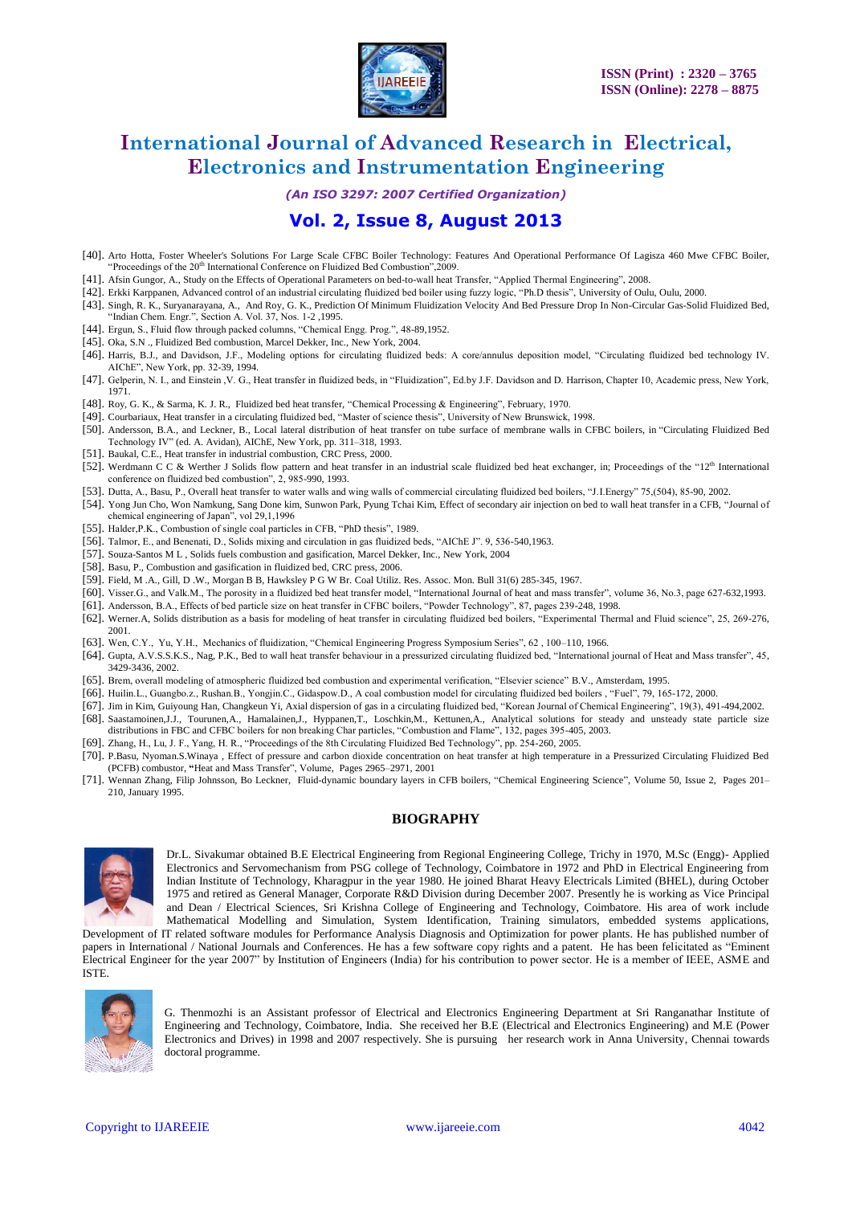[40]. Arto Hotta, Foster Wheeler's Solutions For Large Scale CFBC Boiler Technology: Features And Operational Performance Of Lagisza 460 Mwe CFBC Boiler, "Proceedings of the 20th International Conference on Fluidized Bed Combustion",2009.

[41]. Afsin Gungor, A., Study on the Effects of Operational Parameters on bed-to-wall heat Transfer, "Applied Thermal Engineering", 2008.

[42]. Erkki Karppanen, Advanced control of an industrial circulating fluidized bed boiler using fuzzy logic, "Ph.D thesis", University of Oulu, Oulu, 2000.

[43]. Singh, R. K., Suryanarayana, A., And Roy, G. K., Prediction Of Minimum Fluidization Velocity And Bed Pressure Drop In Non-Circular Gas-Solid Fluidized Bed, "Indian Chem. Engr.", Section A. Vol. 37, Nos. 1-2 ,1995.

[44]. Ergun, S., Fluid flow through packed columns, "Chemical Engg. Prog.", 48-89,1952.

[45]. Oka, S.N ., Fluidized Bed combustion, Marcel Dekker, Inc., New York, 2004.

[46]. Harris, B.J., and Davidson, J.F., Modeling options for circulating fluidized beds: A core/annulus deposition model, "Circulating fluidized bed technology IV. AIChE", New York, pp. 32-39, 1994.

[47]. Gelperin, N. I., and Einstein ,V. G., Heat transfer in fluidized beds, in "Fluidization", Ed.by J.F. Davidson and D. Harrison, Chapter 10, Academic press, New York, 1971.

[48]. Roy, G. K., & Sarma, K. J. R., Fluidized bed heat transfer, "Chemical Processing & Engineering", February, 1970.

[49]. Courbariaux, Heat transfer in a circulating fluidized bed, "Master of science thesis", University of New Brunswick, 1998.

[50]. Andersson, B.A., and Leckner, B., Local lateral distribution of heat transfer on tube surface of membrane walls in CFBC boilers, in "Circulating Fluidized Bed Technology IV" (ed. A. Avidan), AIChE, New York, pp. 311–318, 1993.

[51]. Baukal, C.E., Heat transfer in industrial combustion, CRC Press, 2000.

[52]. Werdmann C C & Werther J Solids flow pattern and heat transfer in an industrial scale fluidized bed heat exchanger, in; Proceedings of the "12th International conference on fluidized bed combustion", 985-990, 1993.

[53]. Dutta, A., Basu, P., Overall heat transfer to water walls and wing walls of commercial circulating fluidized bed boilers, "J.I.Energy" 75,(504), 85-90, 2002.

[54]. Yong Jun Cho, Won Namkung, Sang Done kim, Sunwon Park, Pyung Tchai Kim, Effect of secondary air injection on bed to wall heat transfer in a CFB, "Journal of chemical engineering of Japan", vol 29,1,1996

[55]. Halder,P.K., Combustion of single coal particles in CFB, "PhD thesis", 1989.

[56]. Talmor, E., and Benenati, D., Solids mixing and circulation in gas fluidized beds, "AIChE J". 9, 536-540,1963.

[57]. Souza-Santos M L , Solids fuels combustion and gasification, Marcel Dekker, Inc., New York, 2004

[58]. Basu, P., Combustion and gasification in fluidized beds, CRC press, 2006.

[59]. Field, M .A., Gill, D .W., Morgan B B, Hawksley P G W Br. Coal Utiliz. Res. Assoc. Mon. Bull 31(6) 285-345, 1967.

[60]. Visser.G., and Valk.M., The porosity in a fluidized bed heat transfer model, "International Journal of heat and mass transfer", volume 36, No.3, page 627-632,1993.

[61]. Andersson, B.A., Effects of bed particle size on heat transfer in CFBC boilers, "Powder Technology", 87, pages 239-248, 1998.

[62]. Werner.A, Solids distribution as a basis for modeling of heat transfer in circulating fluidized bed boilers, "Experimental Thermal and Fluid science", 25, 269-276, 2001.

[63]. Wen, C.Y., Yu, Y.H., Mechanics of fluidization, "Chemical Engineering Progress Symposium Series", 62 , 100–110, 1966.

[64]. Gupta, A.V.S.S.K.S., Nag, P.K., Bed to wall heat transfer behaviour in a pressurized circulating fluidized bed, "International journal of Heat and Mass transfer", 45, 3429-3436, 2002.

[65]. Brem, overall modeling of atmospheric fluidized bed combustion and experimental verification, "Elsevier science" B.V., Amsterdam, 1995.

[66]. Huilin.L., Guangbo.z., Rushan.B., Yongjin.C., Gidaspow.D., A coal combustion model for circulating fluidized bed boilers , "Fuel", 79, 165-172, 2000.

[67]. Jim in Kim, Guiyoung Han, Changkeun Yi, Axial dispersion of gas in a circulating fluidized bed, "Korean Journal of Chemical Engineering", 19(3), 491-494,2002.

[68]. Saastamoinen,J.J., Tourunen,A., Hamalainen,J., Hyppanen,T., Loschkin,M., Kettunen,A., Analytical solutions for steady and unsteady state particle size distributions in FBC and CFBC boilers for non breaking Char particles, "Combustion and Flame", 132, pages 395-405, 2003.

[69]. Zhang, H., Lu, J. F., Yang, H. R., "Proceedings of the 8th Circulating Fluidized Bed Technology", pp. 254-260, 2005.

[70]. P.Basu, Nyoman.S.Winaya , Effect of pressure and carbon dioxide concentration on heat transfer at high temperature in a Pressurized Circulating Fluidized Bed (PCFB) combustor, "Heat and Mass Transfer", Volume, Pages 2965–2971, 2001

[71]. Wennan Zhang, Filip Johnsson, Bo Leckner, Fluid-dynamic boundary layers in CFB boilers, "Chemical Engineering Science", Volume 50, Issue 2, Pages 201–210, January 1995.

## BIOGRAPHY

Dr.L. Sivakumar obtained B.E Electrical Engineering from Regional Engineering College, Trichy in 1970, M.Sc (Engg)- Applied Electronics and Servomechanism from PSG college of Technology, Coimbatore in 1972 and PhD in Electrical Engineering from Indian Institute of Technology, Kharagpur in the year 1980. He joined Bharat Heavy Electricals Limited (BHEL), during October 1975 and retired as General Manager, Corporate R&D Division during December 2007. Presently he is working as Vice Principal and Dean / Electrical Sciences, Sri Krishna College of Engineering and Technology, Coimbatore. His area of work include Mathematical Modelling and Simulation, System Identification, Training simulators, embedded systems applications, Development of IT related software modules for Performance Analysis Diagnosis and Optimization for power plants. He has published number of papers in International / National Journals and Conferences. He has a few software copy rights and a patent. He has been felicitated as "Eminent Electrical Engineer for the year 2007" by Institution of Engineers (India) for his contribution to power sector. He is a member of IEEE, ASME and ISTE.

G. Thenmozhi is an Assistant professor of Electrical and Electronics Engineering Department at Sri Ranganathar Institute of Engineering and Technology, Coimbatore, India. She received her B.E (Electrical and Electronics Engineering) and M.E (Power Electronics and Drives) in 1998 and 2007 respectively. She is pursuing her research work in Anna University, Chennai towards doctoral programme.